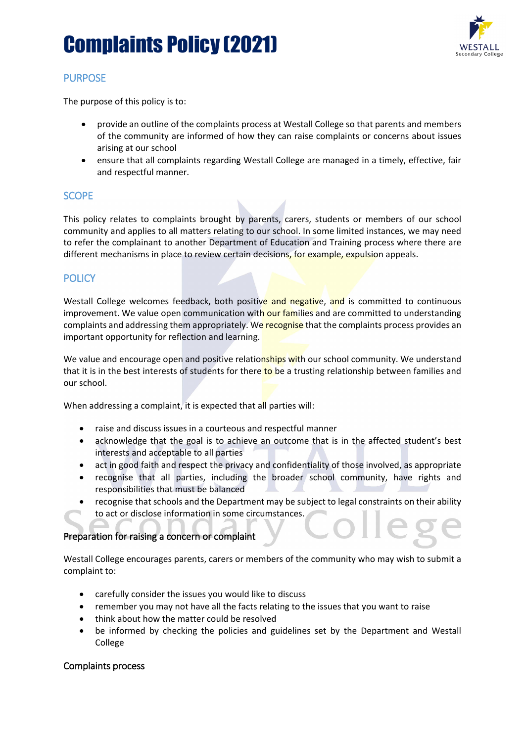# Complaints Policy (2021)

## PURPOSE

The purpose of this policy is to:

- provide an outline of the complaints process at Westall College so that parents and members of the community are informed of how they can raise complaints or concerns about issues arising at our school
- ensure that all complaints regarding Westall College are managed in a timely, effective, fair and respectful manner.

## SCOPE

This policy relates to complaints brought by parents, carers, students or members of our school community and applies to all matters relating to our school. In some limited instances, we may need to refer the complainant to another Department of Education and Training process where there are different mechanisms in place to review certain decisions, for example, expulsion appeals.

## POLICY

Westall College welcomes feedback, both positive and negative, and is committed to continuous improvement. We value open communication with our families and are committed to understanding complaints and addressing them appropriately. We recognise that the complaints process provides an important opportunity for reflection and learning.

We value and encourage open and positive relationships with our school community. We understand that it is in the best interests of students for there to be a trusting relationship between families and our school.

When addressing a complaint, it is expected that all parties will:

- raise and discuss issues in a courteous and respectful manner
- acknowledge that the goal is to achieve an outcome that is in the affected student's best interests and acceptable to all parties
- act in good faith and respect the privacy and confidentiality of those involved, as appropriate
- recognise that all parties, including the broader school community, have rights and responsibilities that must be balanced
- recognise that schools and the Department may be subject to legal constraints on their ability to act or disclose information in some circumstances.

### Preparation for raising a concern or complaint

Westall College encourages parents, carers or members of the community who may wish to submit a complaint to:

- carefully consider the issues you would like to discuss
- remember you may not have all the facts relating to the issues that you want to raise
- think about how the matter could be resolved
- be informed by checking the policies and guidelines set by the Department and Westall College

### Complaints process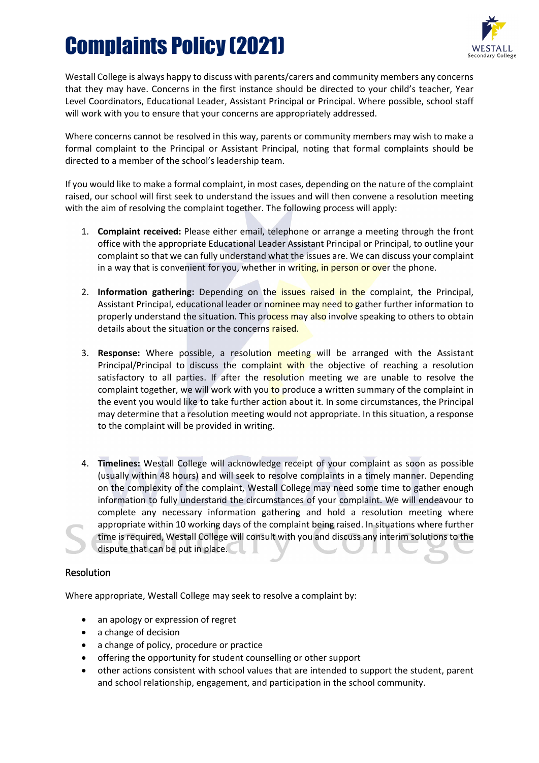# Complaints Policy (2021)

Westall College is always happy to discuss with parents/carers and community members any concerns that they may have. Concerns in the first instance should be directed to your child's teacher, Year Level Coordinators, Educational Leader, Assistant Principal or Principal. Where possible, school staff will work with you to ensure that your concerns are appropriately addressed.

Where concerns cannot be resolved in this way, parents or community members may wish to make a formal complaint to the Principal or Assistant Principal, noting that formal complaints should be directed to a member of the school's leadership team.

If you would like to make a formal complaint, in most cases, depending on the nature of the complaint raised, our school will first seek to understand the issues and will then convene a resolution meeting with the aim of resolving the complaint together. The following process will apply:

1. **Complaint received:** Please either email, telephone or arrange a meeting through the front office with the appropriate Educational Leader Assistant Principal or Principal, to outline your complaint so that we can fully understand what the issues are. We can discuss your complaint in a way that is convenient for you, whether in writing, in person or over the phone.

2. **Information gathering:** Depending on the issues raised in the complaint, the Principal, Assistant Principal, educational leader or nominee may need to gather further information to properly understand the situation. This process may also involve speaking to others to obtain details about the situation or the concerns raised.

3. **Response:** Where possible, a resolution meeting will be arranged with the Assistant Principal/Principal to discuss the complaint with the objective of reaching a resolution satisfactory to all parties. If after the resolution meeting we are unable to resolve the complaint together, we will work with you to produce a written summary of the complaint in the event you would like to take further action about it. In some circumstances, the Principal may determine that a resolution meeting would not appropriate. In this situation, a response to the complaint will be provided in writing.

4. **Timelines:** Westall College will acknowledge receipt of your complaint as soon as possible (usually within 48 hours) and will seek to resolve complaints in a timely manner. Depending on the complexity of the complaint, Westall College may need some time to gather enough information to fully understand the circumstances of your complaint. We will endeavour to complete any necessary information gathering and hold a resolution meeting where appropriate within 10 working days of the complaint being raised. In situations where further time is required, Westall College will consult with you and discuss any interim solutions to the dispute that can be put in place.

## Resolution

Where appropriate, Westall College may seek to resolve a complaint by:

- an apology or expression of regret
- a change of decision
- a change of policy, procedure or practice
- offering the opportunity for student counselling or other support
- other actions consistent with school values that are intended to support the student, parent and school relationship, engagement, and participation in the school community.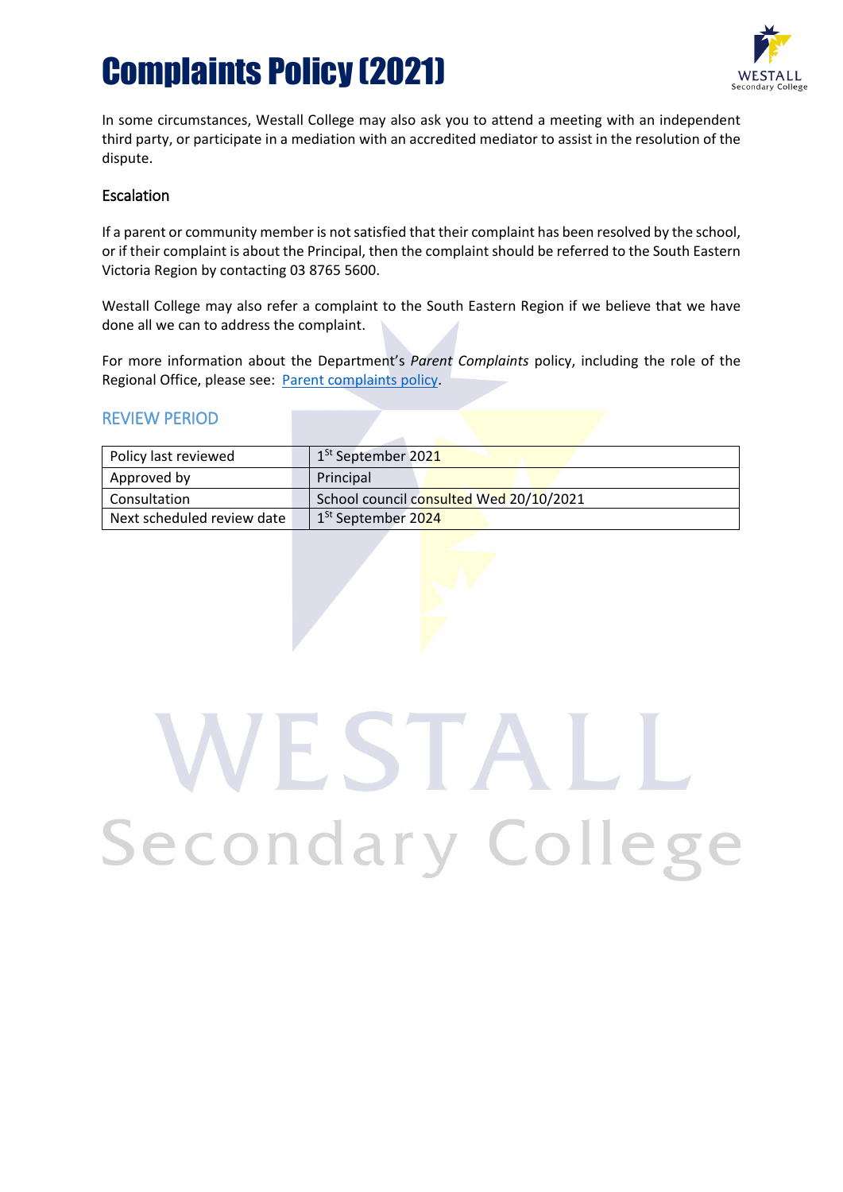In some circumstances, Westall College may also ask you to attend a meeting with an independent third party, or participate in a mediation with an accredited mediator to assist in the resolution of the dispute.

### Escalation

If a parent or community member is not satisfied that their complaint has been resolved by the school, or if their complaint is about the Principal, then the complaint should be referred to the South Eastern Victoria Region by contacting 03 8765 5600.

Westall College may also refer a complaint to the South Eastern Region if we believe that we have done all we can to address the complaint.

For more information about the Department's *Parent Complaints* policy, including the role of the Regional Office, please see: [Parent complaints policy](Parent complaints policy).

## REVIEW PERIOD

| | |
|---|---|
| Policy last reviewed | 1st September 2021 |
| Approved by | Principal |
| Consultation | School council consulted Wed 20/10/2021 |
| Next scheduled review date | 1st September 2024 |